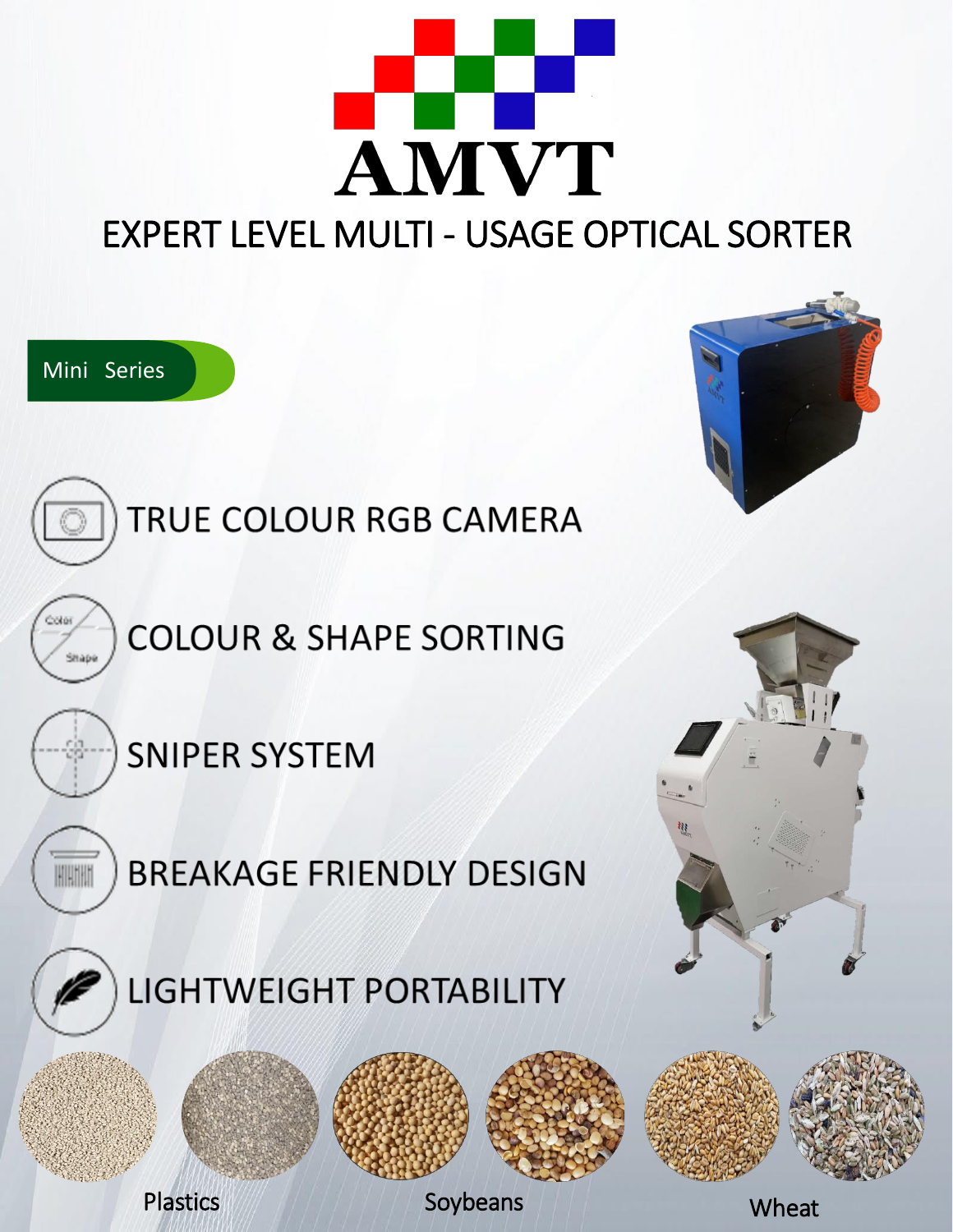# AMVT

## EXPERT LEVEL MULTI - USAGE OPTICAL SORTER

Mini Series

- TRUE COLOUR RGB CAMERA
- COLOUR & SHAPE SORTING
- SNIPER SYSTEM
- BREAKAGE FRIENDLY DESIGN
- LIGHTWEIGHT PORTABILITY

Plastics

Soybeans

Wheat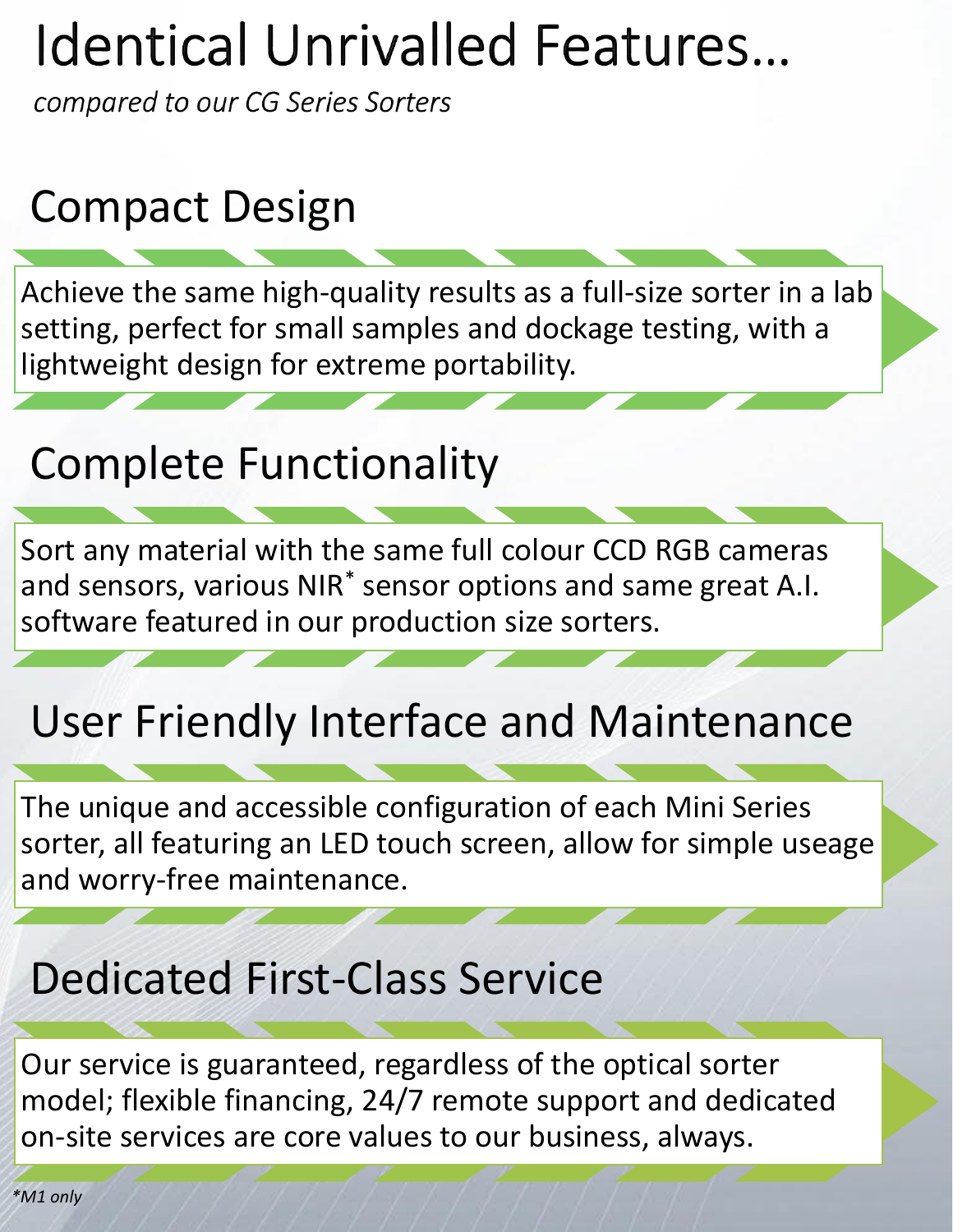# Identical Unrivalled Features…

*compared to our CG Series Sorters*

## Compact Design

Achieve the same high-quality results as a full-size sorter in a lab setting, perfect for small samples and dockage testing, with a lightweight design for extreme portability.

## Complete Functionality

Sort any material with the same full colour CCD RGB cameras and sensors, various NIR* sensor options and same great A.I. software featured in our production size sorters.

## User Friendly Interface and Maintenance

The unique and accessible configuration of each Mini Series sorter, all featuring an LED touch screen, allow for simple useage and worry-free maintenance.

## Dedicated First-Class Service

Our service is guaranteed, regardless of the optical sorter model; flexible financing, 24/7 remote support and dedicated on-site services are core values to our business, always.

*\*M1 only*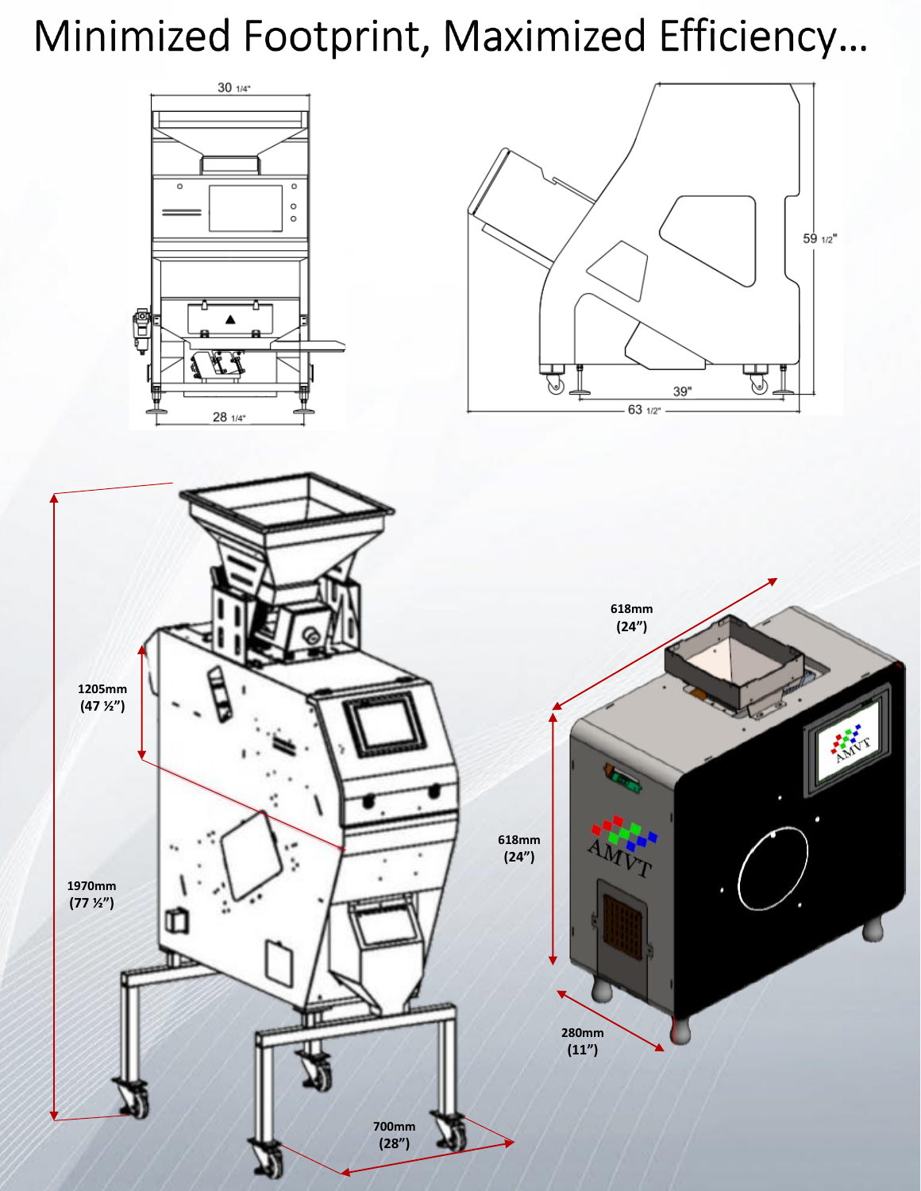# Minimized Footprint, Maximized Efficiency…

30 1/4"

28 1/4"

59 1/2"

39"

63 1/2"

1205mm (47 ½")

1970mm (77 ½")

700mm (28")

618mm (24")

618mm (24")

280mm (11")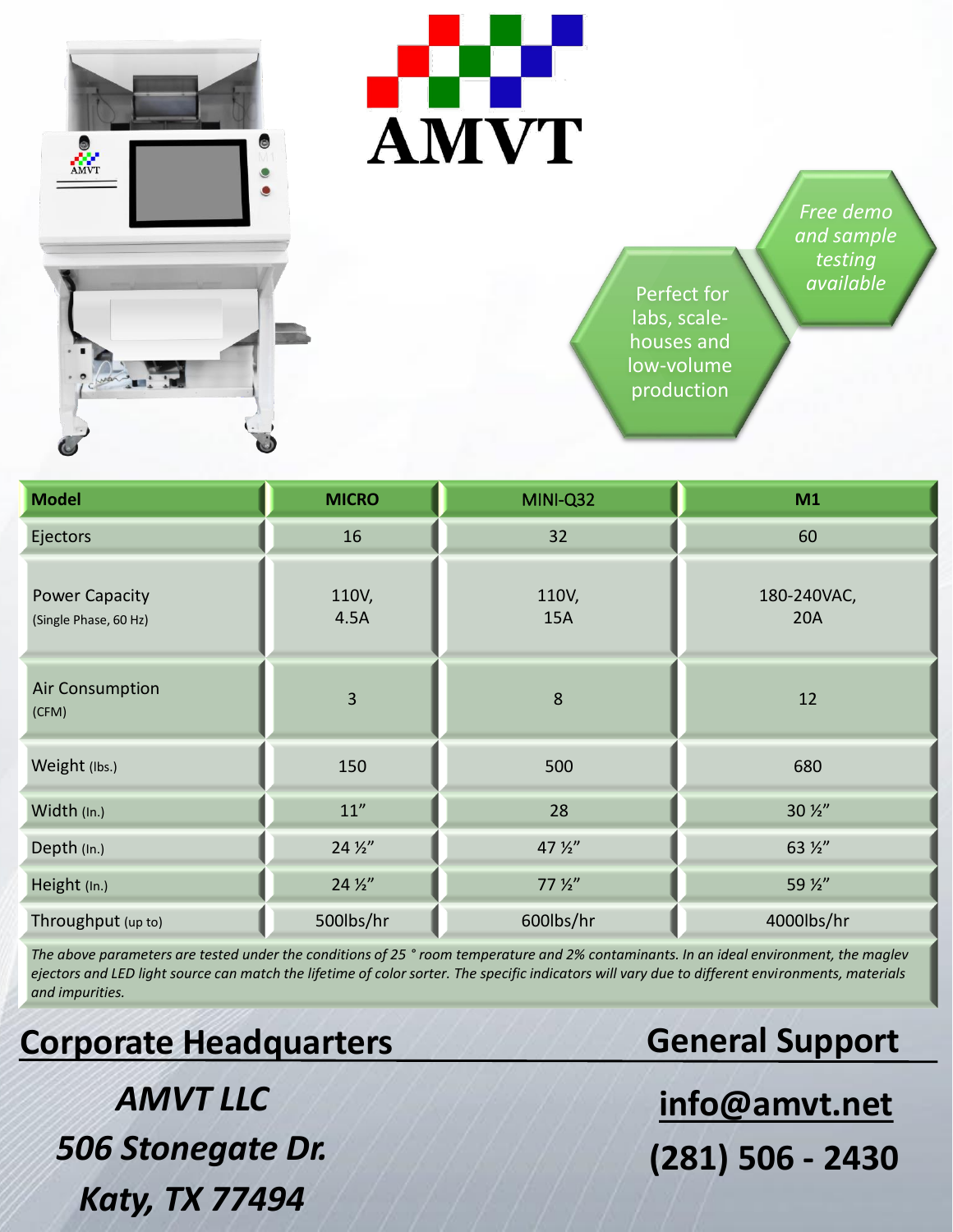# AMVT

Perfect for labs, scale-houses and low-volume production

*Free demo and sample testing available*

| Model | MICRO | MINI-Q32 | M1 |
| --- | --- | --- | --- |
| Ejectors | 16 | 32 | 60 |
| Power Capacity (Single Phase, 60 Hz) | 110V, 4.5A | 110V, 15A | 180-240VAC, 20A |
| Air Consumption (CFM) | 3 | 8 | 12 |
| Weight (lbs.) | 150 | 500 | 680 |
| Width (In.) | 11” | 28 | 30 ½” |
| Depth (In.) | 24 ½” | 47 ½” | 63 ½” |
| Height (In.) | 24 ½” | 77 ½” | 59 ½” |
| Throughput (up to) | 500lbs/hr | 600lbs/hr | 4000lbs/hr |

*The above parameters are tested under the conditions of 25 ° room temperature and 2% contaminants. In an ideal environment, the maglev ejectors and LED light source can match the lifetime of color sorter. The specific indicators will vary due to different environments, materials and impurities.*

## Corporate Headquarters

***AMVT LLC***
***506 Stonegate Dr.***
***Katy, TX 77494***

## General Support

**info@amvt.net**

**(281) 506 - 2430**